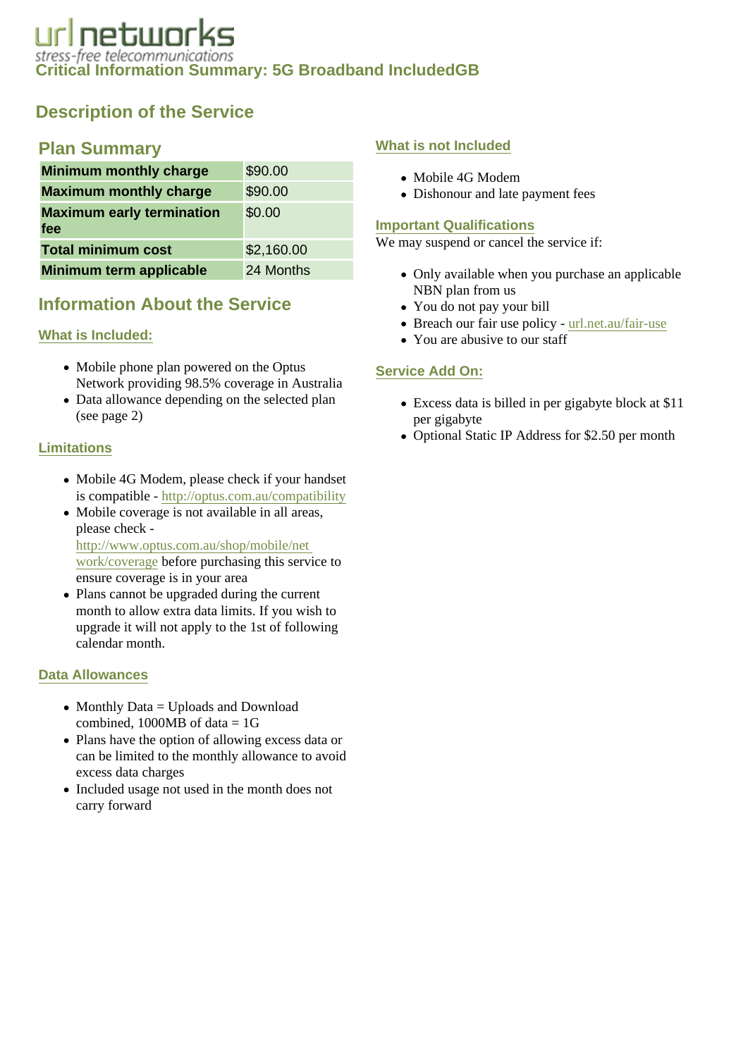url networks

stress-free telecommunications

# Critical Information Summary: 5G Broadband IncludedGB

## Description of the Service

### Plan Summary

| | |
|---|---|
| **Minimum monthly charge** | $90.00 |
| **Maximum monthly charge** | $90.00 |
| **Maximum early termination fee** | $0.00 |
| **Total minimum cost** | $2,160.00 |
| **Minimum term applicable** | 24 Months |

### Information About the Service

#### What is Included:

- Mobile phone plan powered on the Optus Network providing 98.5% coverage in Australia
- Data allowance depending on the selected plan (see page 2)

#### Limitations

- Mobile 4G Modem, please check if your handset is compatible - http://optus.com.au/compatibility
- Mobile coverage is not available in all areas, please check - http://www.optus.com.au/shop/mobile/network/coverage before purchasing this service to ensure coverage is in your area
- Plans cannot be upgraded during the current month to allow extra data limits. If you wish to upgrade it will not apply to the 1st of following calendar month.

#### Data Allowances

- Monthly Data = Uploads and Download combined, 1000MB of data = 1G
- Plans have the option of allowing excess data or can be limited to the monthly allowance to avoid excess data charges
- Included usage not used in the month does not carry forward

#### What is not Included

- Mobile 4G Modem
- Dishonour and late payment fees

#### Important Qualifications

We may suspend or cancel the service if:

- Only available when you purchase an applicable NBN plan from us
- You do not pay your bill
- Breach our fair use policy - url.net.au/fair-use
- You are abusive to our staff

#### Service Add On:

- Excess data is billed in per gigabyte block at $11 per gigabyte
- Optional Static IP Address for $2.50 per month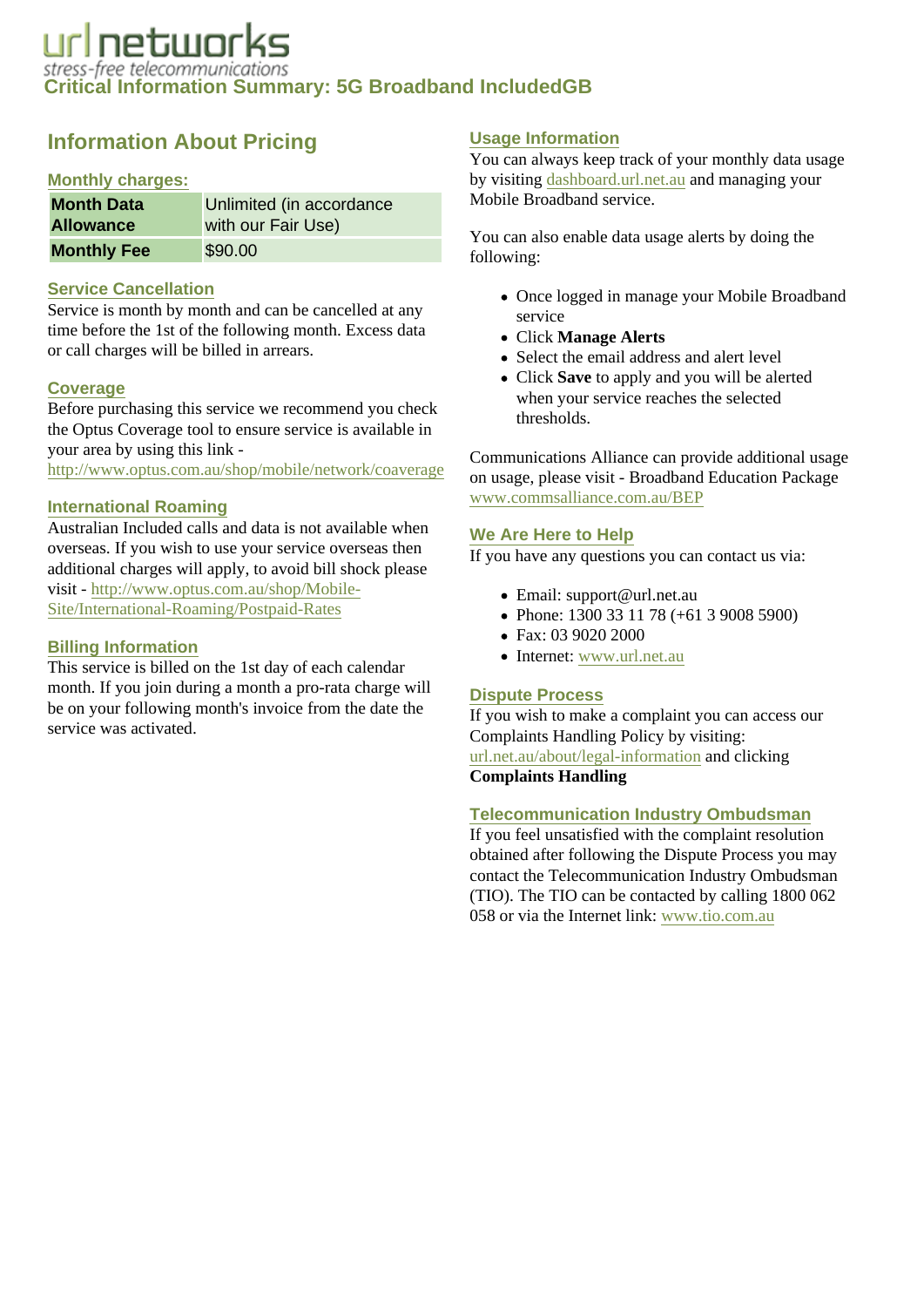url networks

*stress-free telecommunications*

# Critical Information Summary: 5G Broadband IncludedGB

## Information About Pricing

### Monthly charges:

| | |
|---|---|
| **Month Data Allowance** | Unlimited (in accordance with our Fair Use) |
| **Monthly Fee** | $90.00 |

### Service Cancellation

Service is month by month and can be cancelled at any time before the 1st of the following month. Excess data or call charges will be billed in arrears.

### Coverage

Before purchasing this service we recommend you check the Optus Coverage tool to ensure service is available in your area by using this link - http://www.optus.com.au/shop/mobile/network/coaverage

### International Roaming

Australian Included calls and data is not available when overseas. If you wish to use your service overseas then additional charges will apply, to avoid bill shock please visit - http://www.optus.com.au/shop/Mobile-Site/International-Roaming/Postpaid-Rates

### Billing Information

This service is billed on the 1st day of each calendar month. If you join during a month a pro-rata charge will be on your following month's invoice from the date the service was activated.

### Usage Information

You can always keep track of your monthly data usage by visiting dashboard.url.net.au and managing your Mobile Broadband service.

You can also enable data usage alerts by doing the following:

- Once logged in manage your Mobile Broadband service
- Click **Manage Alerts**
- Select the email address and alert level
- Click **Save** to apply and you will be alerted when your service reaches the selected thresholds.

Communications Alliance can provide additional usage on usage, please visit - Broadband Education Package www.commsalliance.com.au/BEP

### We Are Here to Help

If you have any questions you can contact us via:

- Email: support@url.net.au
- Phone: 1300 33 11 78 (+61 3 9008 5900)
- Fax: 03 9020 2000
- Internet: www.url.net.au

### Dispute Process

If you wish to make a complaint you can access our Complaints Handling Policy by visiting: url.net.au/about/legal-information and clicking **Complaints Handling**

### Telecommunication Industry Ombudsman

If you feel unsatisfied with the complaint resolution obtained after following the Dispute Process you may contact the Telecommunication Industry Ombudsman (TIO). The TIO can be contacted by calling 1800 062 058 or via the Internet link: www.tio.com.au